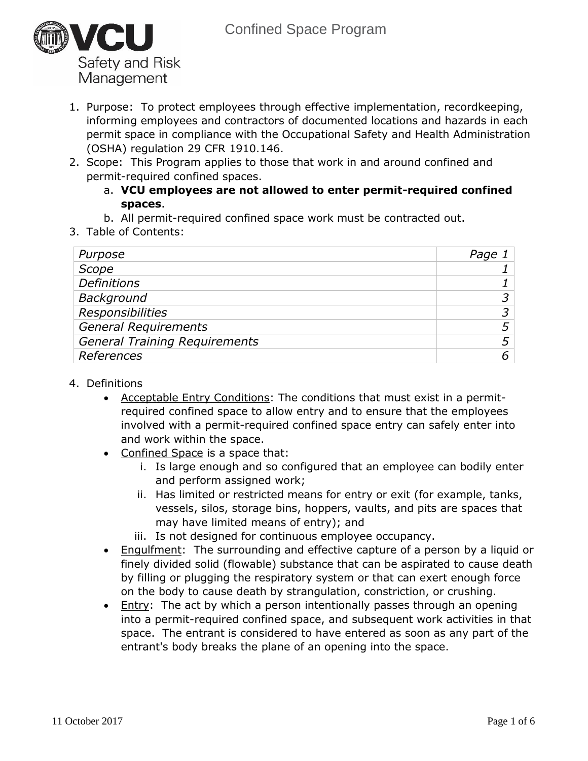# Confined Space Program

1. Purpose: To protect employees through effective implementation, recordkeeping, informing employees and contractors of documented locations and hazards in each permit space in compliance with the Occupational Safety and Health Administration (OSHA) regulation 29 CFR 1910.146.
2. Scope: This Program applies to those that work in and around confined and permit-required confined spaces.
   a. **VCU employees are not allowed to enter permit-required confined spaces**.
   b. All permit-required confined space work must be contracted out.
3. Table of Contents:

| | |
|---|---|
| *Purpose* | *Page 1* |
| *Scope* | *1* |
| *Definitions* | *1* |
| *Background* | *3* |
| *Responsibilities* | *3* |
| *General Requirements* | *5* |
| *General Training Requirements* | *5* |
| *References* | *6* |

4. Definitions
   - Acceptable Entry Conditions: The conditions that must exist in a permit-required confined space to allow entry and to ensure that the employees involved with a permit-required confined space entry can safely enter into and work within the space.
   - Confined Space is a space that:
     i. Is large enough and so configured that an employee can bodily enter and perform assigned work;
     ii. Has limited or restricted means for entry or exit (for example, tanks, vessels, silos, storage bins, hoppers, vaults, and pits are spaces that may have limited means of entry); and
     iii. Is not designed for continuous employee occupancy.
   - Engulfment: The surrounding and effective capture of a person by a liquid or finely divided solid (flowable) substance that can be aspirated to cause death by filling or plugging the respiratory system or that can exert enough force on the body to cause death by strangulation, constriction, or crushing.
   - Entry: The act by which a person intentionally passes through an opening into a permit-required confined space, and subsequent work activities in that space. The entrant is considered to have entered as soon as any part of the entrant's body breaks the plane of an opening into the space.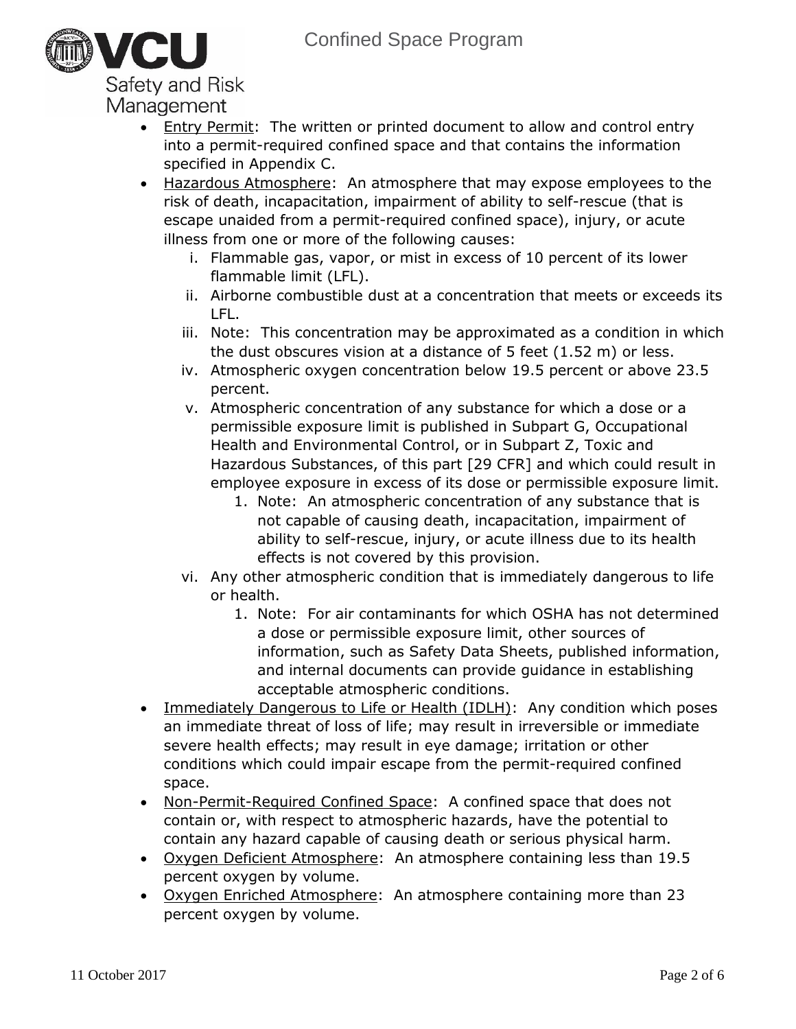- Entry Permit: The written or printed document to allow and control entry into a permit-required confined space and that contains the information specified in Appendix C.
- Hazardous Atmosphere: An atmosphere that may expose employees to the risk of death, incapacitation, impairment of ability to self-rescue (that is escape unaided from a permit-required confined space), injury, or acute illness from one or more of the following causes:
    i. Flammable gas, vapor, or mist in excess of 10 percent of its lower flammable limit (LFL).
    ii. Airborne combustible dust at a concentration that meets or exceeds its LFL.
    iii. Note: This concentration may be approximated as a condition in which the dust obscures vision at a distance of 5 feet (1.52 m) or less.
    iv. Atmospheric oxygen concentration below 19.5 percent or above 23.5 percent.
    v. Atmospheric concentration of any substance for which a dose or a permissible exposure limit is published in Subpart G, Occupational Health and Environmental Control, or in Subpart Z, Toxic and Hazardous Substances, of this part [29 CFR] and which could result in employee exposure in excess of its dose or permissible exposure limit.
        1. Note: An atmospheric concentration of any substance that is not capable of causing death, incapacitation, impairment of ability to self-rescue, injury, or acute illness due to its health effects is not covered by this provision.
    vi. Any other atmospheric condition that is immediately dangerous to life or health.
        1. Note: For air contaminants for which OSHA has not determined a dose or permissible exposure limit, other sources of information, such as Safety Data Sheets, published information, and internal documents can provide guidance in establishing acceptable atmospheric conditions.
- Immediately Dangerous to Life or Health (IDLH): Any condition which poses an immediate threat of loss of life; may result in irreversible or immediate severe health effects; may result in eye damage; irritation or other conditions which could impair escape from the permit-required confined space.
- Non-Permit-Required Confined Space: A confined space that does not contain or, with respect to atmospheric hazards, have the potential to contain any hazard capable of causing death or serious physical harm.
- Oxygen Deficient Atmosphere: An atmosphere containing less than 19.5 percent oxygen by volume.
- Oxygen Enriched Atmosphere: An atmosphere containing more than 23 percent oxygen by volume.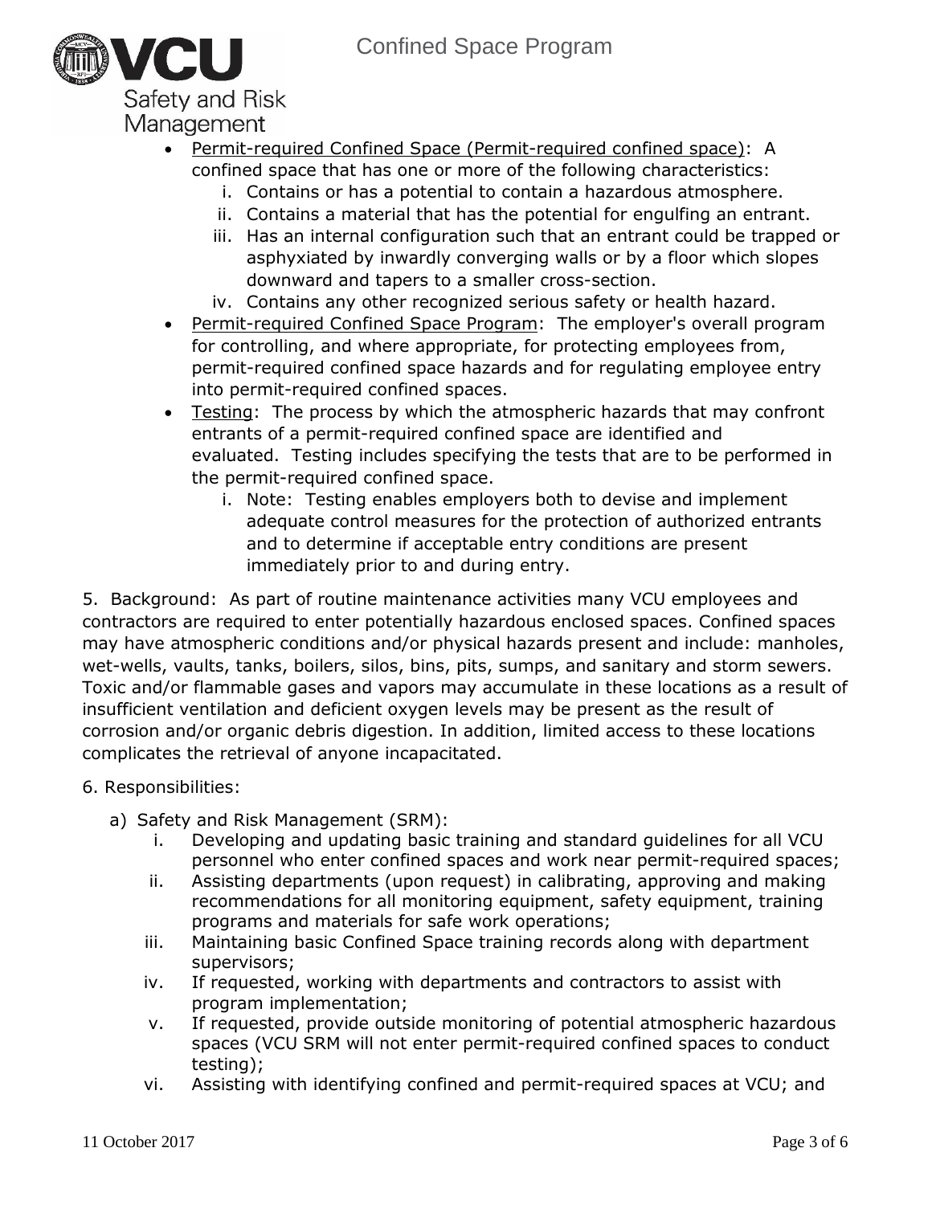- Permit-required Confined Space (Permit-required confined space): A confined space that has one or more of the following characteristics:
    i. Contains or has a potential to contain a hazardous atmosphere.
    ii. Contains a material that has the potential for engulfing an entrant.
    iii. Has an internal configuration such that an entrant could be trapped or asphyxiated by inwardly converging walls or by a floor which slopes downward and tapers to a smaller cross-section.
    iv. Contains any other recognized serious safety or health hazard.
- Permit-required Confined Space Program: The employer's overall program for controlling, and where appropriate, for protecting employees from, permit-required confined space hazards and for regulating employee entry into permit-required confined spaces.
- Testing: The process by which the atmospheric hazards that may confront entrants of a permit-required confined space are identified and evaluated. Testing includes specifying the tests that are to be performed in the permit-required confined space.
    i. Note: Testing enables employers both to devise and implement adequate control measures for the protection of authorized entrants and to determine if acceptable entry conditions are present immediately prior to and during entry.

5. Background: As part of routine maintenance activities many VCU employees and contractors are required to enter potentially hazardous enclosed spaces. Confined spaces may have atmospheric conditions and/or physical hazards present and include: manholes, wet-wells, vaults, tanks, boilers, silos, bins, pits, sumps, and sanitary and storm sewers. Toxic and/or flammable gases and vapors may accumulate in these locations as a result of insufficient ventilation and deficient oxygen levels may be present as the result of corrosion and/or organic debris digestion. In addition, limited access to these locations complicates the retrieval of anyone incapacitated.

6. Responsibilities:

a) Safety and Risk Management (SRM):
    i. Developing and updating basic training and standard guidelines for all VCU personnel who enter confined spaces and work near permit-required spaces;
    ii. Assisting departments (upon request) in calibrating, approving and making recommendations for all monitoring equipment, safety equipment, training programs and materials for safe work operations;
    iii. Maintaining basic Confined Space training records along with department supervisors;
    iv. If requested, working with departments and contractors to assist with program implementation;
    v. If requested, provide outside monitoring of potential atmospheric hazardous spaces (VCU SRM will not enter permit-required confined spaces to conduct testing);
    vi. Assisting with identifying confined and permit-required spaces at VCU; and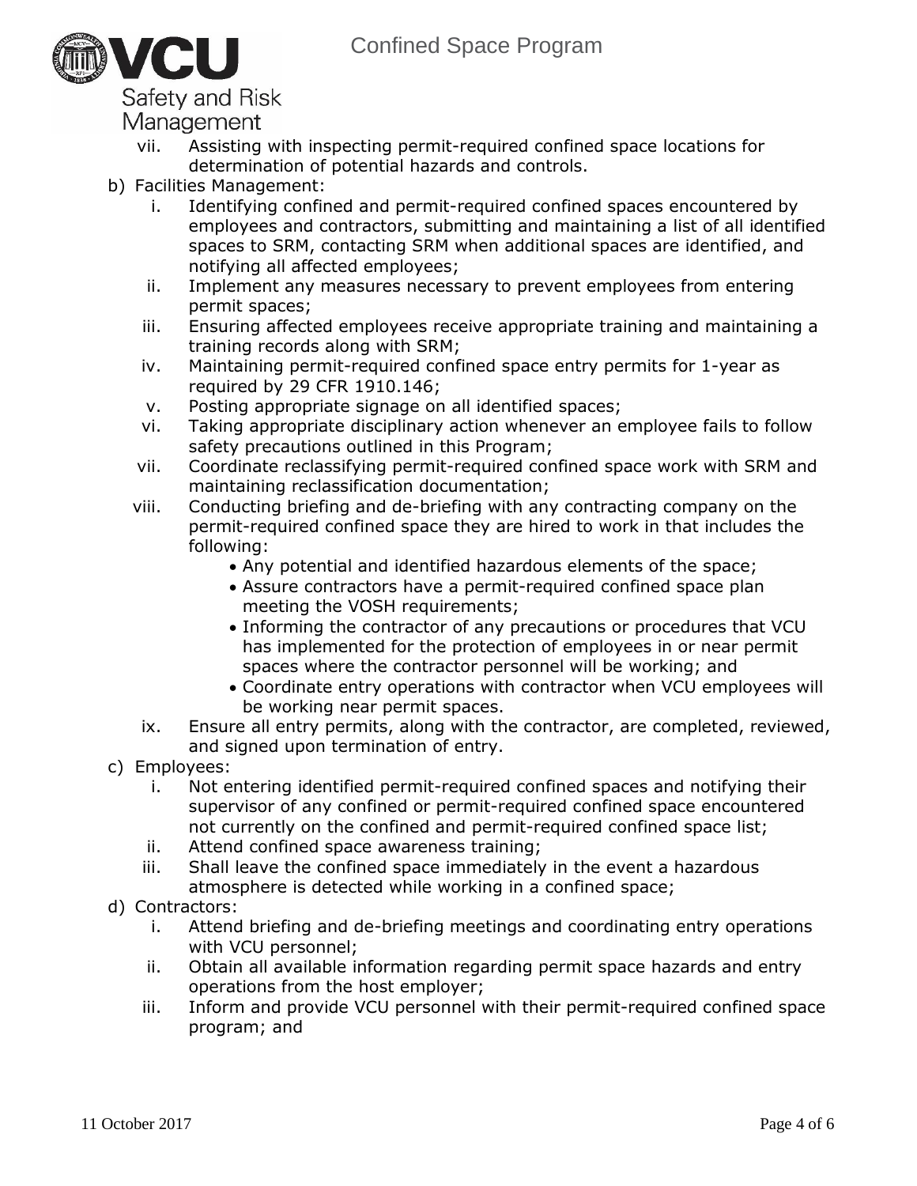vii. Assisting with inspecting permit-required confined space locations for determination of potential hazards and controls.

b) Facilities Management:
   i. Identifying confined and permit-required confined spaces encountered by employees and contractors, submitting and maintaining a list of all identified spaces to SRM, contacting SRM when additional spaces are identified, and notifying all affected employees;
   ii. Implement any measures necessary to prevent employees from entering permit spaces;
   iii. Ensuring affected employees receive appropriate training and maintaining a training records along with SRM;
   iv. Maintaining permit-required confined space entry permits for 1-year as required by 29 CFR 1910.146;
   v. Posting appropriate signage on all identified spaces;
   vi. Taking appropriate disciplinary action whenever an employee fails to follow safety precautions outlined in this Program;
   vii. Coordinate reclassifying permit-required confined space work with SRM and maintaining reclassification documentation;
   viii. Conducting briefing and de-briefing with any contracting company on the permit-required confined space they are hired to work in that includes the following:
      - Any potential and identified hazardous elements of the space;
      - Assure contractors have a permit-required confined space plan meeting the VOSH requirements;
      - Informing the contractor of any precautions or procedures that VCU has implemented for the protection of employees in or near permit spaces where the contractor personnel will be working; and
      - Coordinate entry operations with contractor when VCU employees will be working near permit spaces.
   ix. Ensure all entry permits, along with the contractor, are completed, reviewed, and signed upon termination of entry.

c) Employees:
   i. Not entering identified permit-required confined spaces and notifying their supervisor of any confined or permit-required confined space encountered not currently on the confined and permit-required confined space list;
   ii. Attend confined space awareness training;
   iii. Shall leave the confined space immediately in the event a hazardous atmosphere is detected while working in a confined space;

d) Contractors:
   i. Attend briefing and de-briefing meetings and coordinating entry operations with VCU personnel;
   ii. Obtain all available information regarding permit space hazards and entry operations from the host employer;
   iii. Inform and provide VCU personnel with their permit-required confined space program; and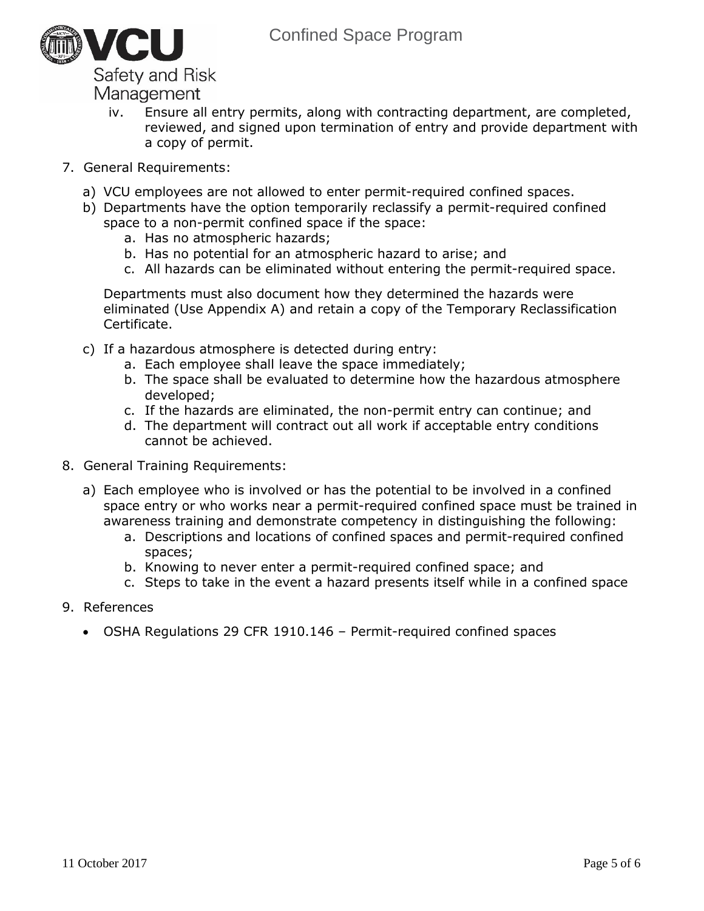iv. Ensure all entry permits, along with contracting department, are completed, reviewed, and signed upon termination of entry and provide department with a copy of permit.

7. General Requirements:

   a) VCU employees are not allowed to enter permit-required confined spaces.
   b) Departments have the option temporarily reclassify a permit-required confined space to a non-permit confined space if the space:
      a. Has no atmospheric hazards;
      b. Has no potential for an atmospheric hazard to arise; and
      c. All hazards can be eliminated without entering the permit-required space.

      Departments must also document how they determined the hazards were eliminated (Use Appendix A) and retain a copy of the Temporary Reclassification Certificate.

   c) If a hazardous atmosphere is detected during entry:
      a. Each employee shall leave the space immediately;
      b. The space shall be evaluated to determine how the hazardous atmosphere developed;
      c. If the hazards are eliminated, the non-permit entry can continue; and
      d. The department will contract out all work if acceptable entry conditions cannot be achieved.

8. General Training Requirements:

   a) Each employee who is involved or has the potential to be involved in a confined space entry or who works near a permit-required confined space must be trained in awareness training and demonstrate competency in distinguishing the following:
      a. Descriptions and locations of confined spaces and permit-required confined spaces;
      b. Knowing to never enter a permit-required confined space; and
      c. Steps to take in the event a hazard presents itself while in a confined space

9. References

   - OSHA Regulations 29 CFR 1910.146 – Permit-required confined spaces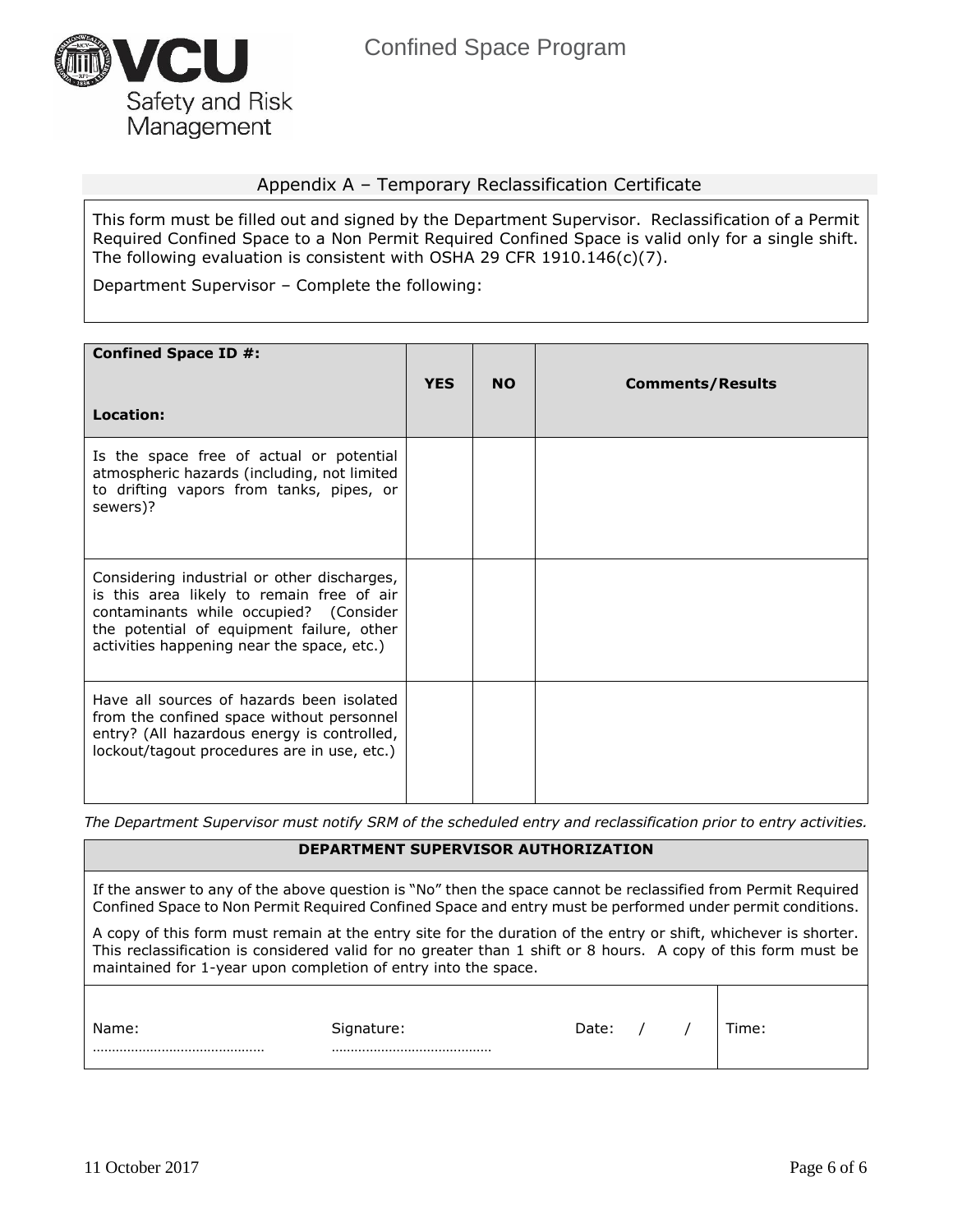## Appendix A – Temporary Reclassification Certificate

This form must be filled out and signed by the Department Supervisor. Reclassification of a Permit Required Confined Space to a Non Permit Required Confined Space is valid only for a single shift. The following evaluation is consistent with OSHA 29 CFR 1910.146(c)(7).

Department Supervisor – Complete the following:

| **Confined Space ID #:**<br><br>**Location:** | **YES** | **NO** | **Comments/Results** |
|---|---|---|---|
| Is the space free of actual or potential atmospheric hazards (including, not limited to drifting vapors from tanks, pipes, or sewers)? | | | |
| Considering industrial or other discharges, is this area likely to remain free of air contaminants while occupied? (Consider the potential of equipment failure, other activities happening near the space, etc.) | | | |
| Have all sources of hazards been isolated from the confined space without personnel entry? (All hazardous energy is controlled, lockout/tagout procedures are in use, etc.) | | | |

*The Department Supervisor must notify SRM of the scheduled entry and reclassification prior to entry activities.*

| **DEPARTMENT SUPERVISOR AUTHORIZATION** | | | |
|---|---|---|---|
| If the answer to any of the above question is "No" then the space cannot be reclassified from Permit Required Confined Space to Non Permit Required Confined Space and entry must be performed under permit conditions.<br><br>A copy of this form must remain at the entry site for the duration of the entry or shift, whichever is shorter. This reclassification is considered valid for no greater than 1 shift or 8 hours. A copy of this form must be maintained for 1-year upon completion of entry into the space. | | | |
| Name: …………………………………… | Signature: ………………………………… | Date: / / | Time: |